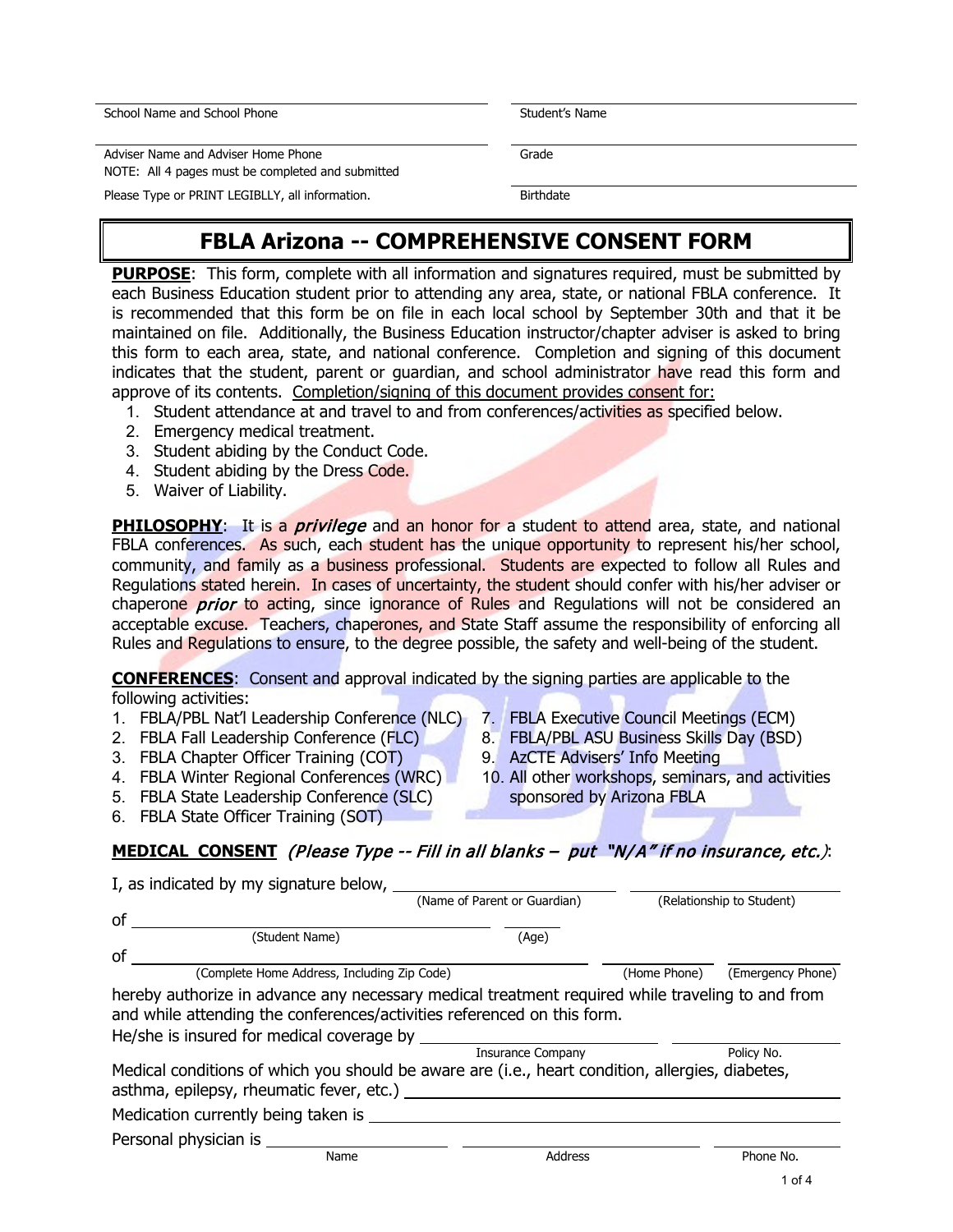School Name and School Phone

Student's Name

Adviser Name and Adviser Home Phone

Grade

NOTE: All 4 pages must be completed and submitted

Please Type or PRINT LEGIBLLY, all information.

Birthdate

# FBLA Arizona -- COMPREHENSIVE CONSENT FORM

**PURPOSE**: This form, complete with all information and signatures required, must be submitted by each Business Education student prior to attending any area, state, or national FBLA conference. It is recommended that this form be on file in each local school by September 30th and that it be maintained on file. Additionally, the Business Education instructor/chapter adviser is asked to bring this form to each area, state, and national conference. Completion and signing of this document indicates that the student, parent or guardian, and school administrator have read this form and approve of its contents. Completion/signing of this document provides consent for:

1. Student attendance at and travel to and from conferences/activities as specified below.
2. Emergency medical treatment.
3. Student abiding by the Conduct Code.
4. Student abiding by the Dress Code.
5. Waiver of Liability.

**PHILOSOPHY**: It is a *privilege* and an honor for a student to attend area, state, and national FBLA conferences. As such, each student has the unique opportunity to represent his/her school, community, and family as a business professional. Students are expected to follow all Rules and Regulations stated herein. In cases of uncertainty, the student should confer with his/her adviser or chaperone *prior* to acting, since ignorance of Rules and Regulations will not be considered an acceptable excuse. Teachers, chaperones, and State Staff assume the responsibility of enforcing all Rules and Regulations to ensure, to the degree possible, the safety and well-being of the student.

**CONFERENCES**: Consent and approval indicated by the signing parties are applicable to the following activities:

1. FBLA/PBL Nat'l Leadership Conference (NLC)
2. FBLA Fall Leadership Conference (FLC)
3. FBLA Chapter Officer Training (COT)
4. FBLA Winter Regional Conferences (WRC)
5. FBLA State Leadership Conference (SLC)
6. FBLA State Officer Training (SOT)
7. FBLA Executive Council Meetings (ECM)
8. FBLA/PBL ASU Business Skills Day (BSD)
9. AzCTE Advisers' Info Meeting
10. All other workshops, seminars, and activities sponsored by Arizona FBLA

**MEDICAL CONSENT** *(Please Type -- Fill in all blanks – put "N/A" if no insurance, etc.)*:

I, as indicated by my signature below, ______________________ (Name of Parent or Guardian) ______________________ (Relationship to Student)

of ______________________ (Student Name) ________ (Age)

of ______________________ (Complete Home Address, Including Zip Code) ____________ (Home Phone) ____________ (Emergency Phone)

hereby authorize in advance any necessary medical treatment required while traveling to and from and while attending the conferences/activities referenced on this form.

He/she is insured for medical coverage by ______________________ Insurance Company ____________ Policy No.

Medical conditions of which you should be aware are (i.e., heart condition, allergies, diabetes, asthma, epilepsy, rheumatic fever, etc.) ______________________

Medication currently being taken is ______________________

Personal physician is ____________ Name ____________ Address ____________ Phone No.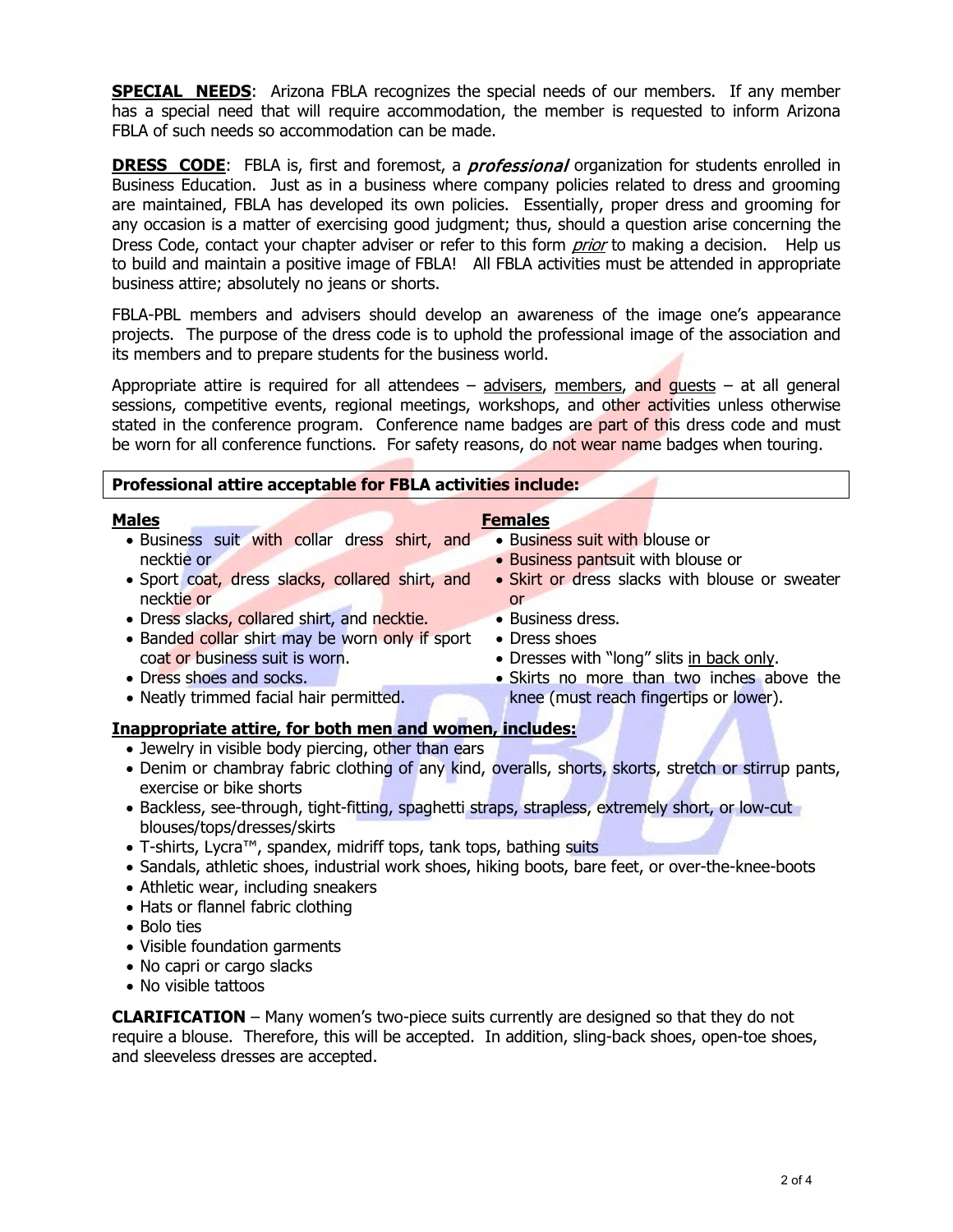**SPECIAL NEEDS**: Arizona FBLA recognizes the special needs of our members. If any member has a special need that will require accommodation, the member is requested to inform Arizona FBLA of such needs so accommodation can be made.

**DRESS CODE**: FBLA is, first and foremost, a ***professional*** organization for students enrolled in Business Education. Just as in a business where company policies related to dress and grooming are maintained, FBLA has developed its own policies. Essentially, proper dress and grooming for any occasion is a matter of exercising good judgment; thus, should a question arise concerning the Dress Code, contact your chapter adviser or refer to this form *prior* to making a decision. Help us to build and maintain a positive image of FBLA! All FBLA activities must be attended in appropriate business attire; absolutely no jeans or shorts.

FBLA-PBL members and advisers should develop an awareness of the image one's appearance projects. The purpose of the dress code is to uphold the professional image of the association and its members and to prepare students for the business world.

Appropriate attire is required for all attendees – advisers, members, and guests – at all general sessions, competitive events, regional meetings, workshops, and other activities unless otherwise stated in the conference program. Conference name badges are part of this dress code and must be worn for all conference functions. For safety reasons, do not wear name badges when touring.

**Professional attire acceptable for FBLA activities include:**

**Males**

- Business suit with collar dress shirt, and necktie or
- Sport coat, dress slacks, collared shirt, and necktie or
- Dress slacks, collared shirt, and necktie.
- Banded collar shirt may be worn only if sport coat or business suit is worn.
- Dress shoes and socks.
- Neatly trimmed facial hair permitted.

**Females**

- Business suit with blouse or
- Business pantsuit with blouse or
- Skirt or dress slacks with blouse or sweater or
- Business dress.
- Dress shoes
- Dresses with "long" slits in back only.
- Skirts no more than two inches above the knee (must reach fingertips or lower).

**Inappropriate attire, for both men and women, includes:**

- Jewelry in visible body piercing, other than ears
- Denim or chambray fabric clothing of any kind, overalls, shorts, skorts, stretch or stirrup pants, exercise or bike shorts
- Backless, see-through, tight-fitting, spaghetti straps, strapless, extremely short, or low-cut blouses/tops/dresses/skirts
- T-shirts, Lycra™, spandex, midriff tops, tank tops, bathing suits
- Sandals, athletic shoes, industrial work shoes, hiking boots, bare feet, or over-the-knee-boots
- Athletic wear, including sneakers
- Hats or flannel fabric clothing
- Bolo ties
- Visible foundation garments
- No capri or cargo slacks
- No visible tattoos

**CLARIFICATION** – Many women's two-piece suits currently are designed so that they do not require a blouse. Therefore, this will be accepted. In addition, sling-back shoes, open-toe shoes, and sleeveless dresses are accepted.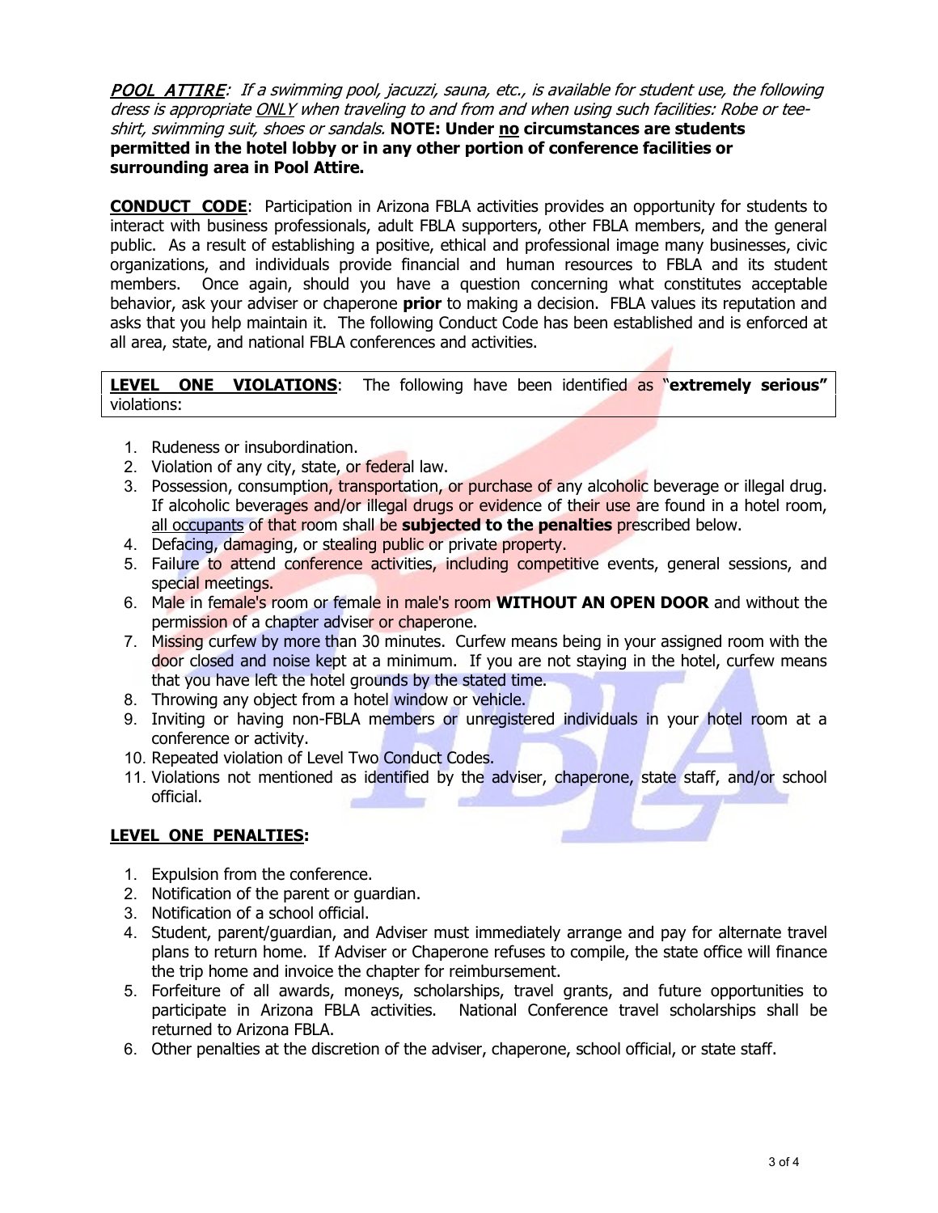***<u>POOL ATTIRE</u>****: If a swimming pool, jacuzzi, sauna, etc., is available for student use, the following dress is appropriate <u>ONLY</u> when traveling to and from and when using such facilities: Robe or tee-shirt, swimming suit, shoes or sandals.* **NOTE: Under <u>no</u> circumstances are students permitted in the hotel lobby or in any other portion of conference facilities or surrounding area in Pool Attire.**

**<u>CONDUCT CODE</u>**: Participation in Arizona FBLA activities provides an opportunity for students to interact with business professionals, adult FBLA supporters, other FBLA members, and the general public. As a result of establishing a positive, ethical and professional image many businesses, civic organizations, and individuals provide financial and human resources to FBLA and its student members. Once again, should you have a question concerning what constitutes acceptable behavior, ask your adviser or chaperone **prior** to making a decision. FBLA values its reputation and asks that you help maintain it. The following Conduct Code has been established and is enforced at all area, state, and national FBLA conferences and activities.

**<u>LEVEL ONE VIOLATIONS</u>**: The following have been identified as "**extremely serious"** violations:

1. Rudeness or insubordination.
2. Violation of any city, state, or federal law.
3. Possession, consumption, transportation, or purchase of any alcoholic beverage or illegal drug. If alcoholic beverages and/or illegal drugs or evidence of their use are found in a hotel room, <u>all occupants</u> of that room shall be **subjected to the penalties** prescribed below.
4. Defacing, damaging, or stealing public or private property.
5. Failure to attend conference activities, including competitive events, general sessions, and special meetings.
6. Male in female's room or female in male's room **WITHOUT AN OPEN DOOR** and without the permission of a chapter adviser or chaperone.
7. Missing curfew by more than 30 minutes. Curfew means being in your assigned room with the door closed and noise kept at a minimum. If you are not staying in the hotel, curfew means that you have left the hotel grounds by the stated time.
8. Throwing any object from a hotel window or vehicle.
9. Inviting or having non-FBLA members or unregistered individuals in your hotel room at a conference or activity.
10. Repeated violation of Level Two Conduct Codes.
11. Violations not mentioned as identified by the adviser, chaperone, state staff, and/or school official.

**<u>LEVEL ONE PENALTIES</u>:**

1. Expulsion from the conference.
2. Notification of the parent or guardian.
3. Notification of a school official.
4. Student, parent/guardian, and Adviser must immediately arrange and pay for alternate travel plans to return home. If Adviser or Chaperone refuses to compile, the state office will finance the trip home and invoice the chapter for reimbursement.
5. Forfeiture of all awards, moneys, scholarships, travel grants, and future opportunities to participate in Arizona FBLA activities. National Conference travel scholarships shall be returned to Arizona FBLA.
6. Other penalties at the discretion of the adviser, chaperone, school official, or state staff.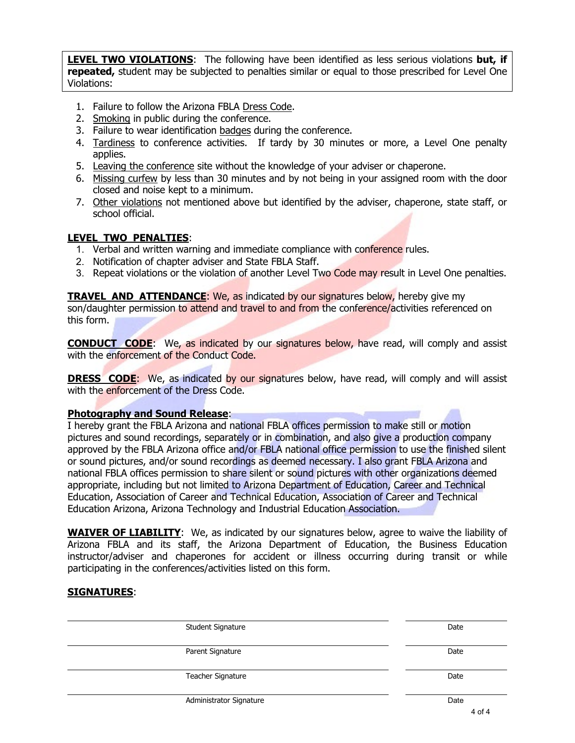**LEVEL TWO VIOLATIONS**: The following have been identified as less serious violations **but, if repeated,** student may be subjected to penalties similar or equal to those prescribed for Level One Violations:

1. Failure to follow the Arizona FBLA Dress Code.
2. Smoking in public during the conference.
3. Failure to wear identification badges during the conference.
4. Tardiness to conference activities. If tardy by 30 minutes or more, a Level One penalty applies.
5. Leaving the conference site without the knowledge of your adviser or chaperone.
6. Missing curfew by less than 30 minutes and by not being in your assigned room with the door closed and noise kept to a minimum.
7. Other violations not mentioned above but identified by the adviser, chaperone, state staff, or school official.

**LEVEL TWO PENALTIES**:

1. Verbal and written warning and immediate compliance with conference rules.
2. Notification of chapter adviser and State FBLA Staff.
3. Repeat violations or the violation of another Level Two Code may result in Level One penalties.

**TRAVEL AND ATTENDANCE**: We, as indicated by our signatures below, hereby give my son/daughter permission to attend and travel to and from the conference/activities referenced on this form.

**CONDUCT CODE**: We, as indicated by our signatures below, have read, will comply and assist with the enforcement of the Conduct Code.

**DRESS CODE**: We, as indicated by our signatures below, have read, will comply and will assist with the enforcement of the Dress Code.

**Photography and Sound Release**:
I hereby grant the FBLA Arizona and national FBLA offices permission to make still or motion pictures and sound recordings, separately or in combination, and also give a production company approved by the FBLA Arizona office and/or FBLA national office permission to use the finished silent or sound pictures, and/or sound recordings as deemed necessary. I also grant FBLA Arizona and national FBLA offices permission to share silent or sound pictures with other organizations deemed appropriate, including but not limited to Arizona Department of Education, Career and Technical Education, Association of Career and Technical Education, Association of Career and Technical Education Arizona, Arizona Technology and Industrial Education Association.

**WAIVER OF LIABILITY**: We, as indicated by our signatures below, agree to waive the liability of Arizona FBLA and its staff, the Arizona Department of Education, the Business Education instructor/adviser and chaperones for accident or illness occurring during transit or while participating in the conferences/activities listed on this form.

**SIGNATURES**:

| | |
|---|---|
| Student Signature | Date |
| Parent Signature | Date |
| Teacher Signature | Date |
| Administrator Signature | Date |